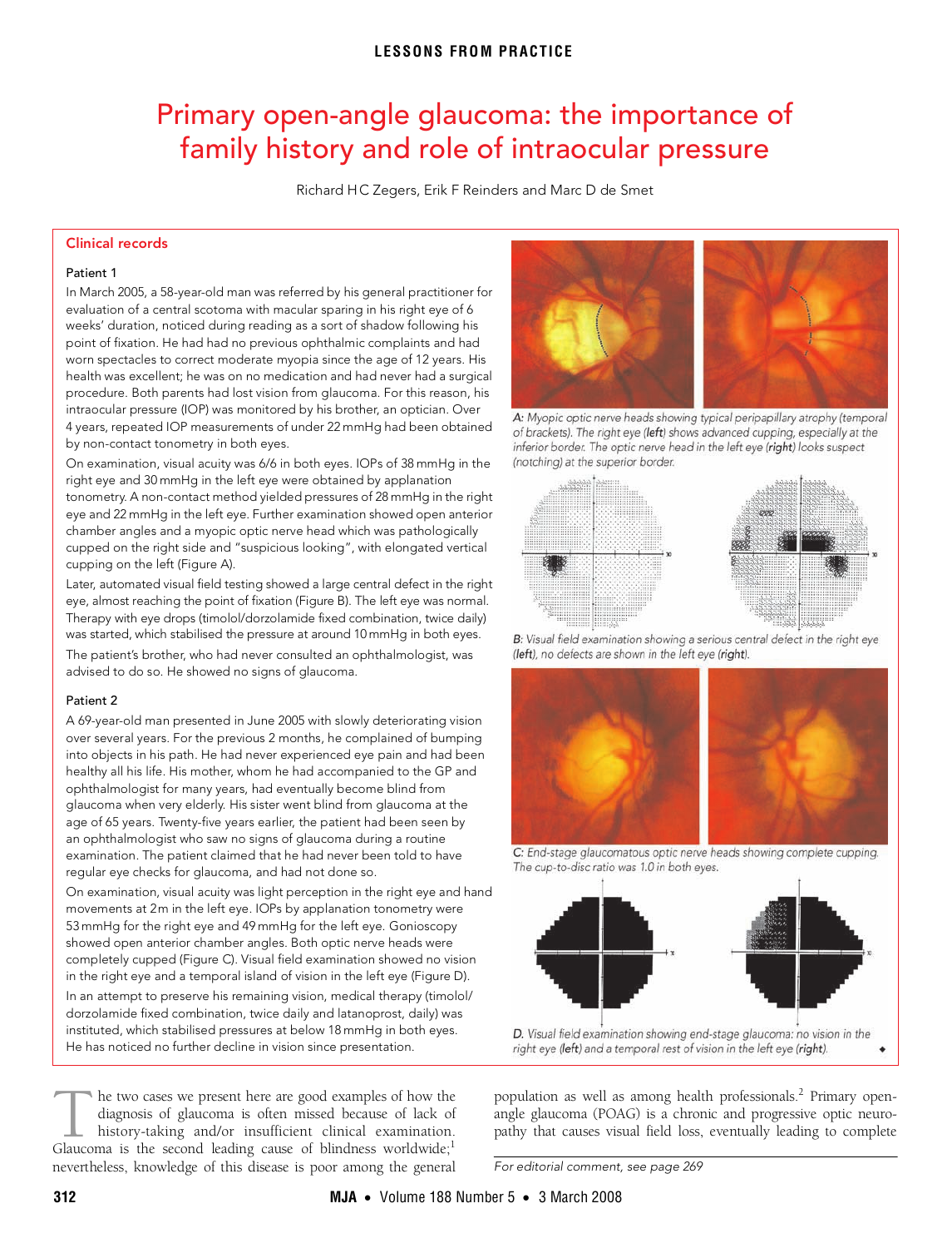LESSONS FROM PRACTICE

# Primary open-angle glaucoma: the importance of family history and role of intraocular pressure

Richard HC Zegers, Erik F Reinders and Marc D de Smet

## Clinical records

### Patient 1

In March 2005, a 58-year-old man was referred by his general practitioner for evaluation of a central scotoma with macular sparing in his right eye of 6 weeks' duration, noticed during reading as a sort of shadow following his point of fixation. He had had no previous ophthalmic complaints and had worn spectacles to correct moderate myopia since the age of 12 years. His health was excellent; he was on no medication and had never had a surgical procedure. Both parents had lost vision from glaucoma. For this reason, his intraocular pressure (IOP) was monitored by his brother, an optician. Over 4 years, repeated IOP measurements of under 22 mmHg had been obtained by non-contact tonometry in both eyes.

On examination, visual acuity was 6/6 in both eyes. IOPs of 38 mmHg in the right eye and 30 mmHg in the left eye were obtained by applanation tonometry. A non-contact method yielded pressures of 28 mmHg in the right eye and 22 mmHg in the left eye. Further examination showed open anterior chamber angles and a myopic optic nerve head which was pathologically cupped on the right side and "suspicious looking", with elongated vertical cupping on the left (Figure A).

Later, automated visual field testing showed a large central defect in the right eye, almost reaching the point of fixation (Figure B). The left eye was normal. Therapy with eye drops (timolol/dorzolamide fixed combination, twice daily) was started, which stabilised the pressure at around 10 mmHg in both eyes.

The patient's brother, who had never consulted an ophthalmologist, was advised to do so. He showed no signs of glaucoma.

### Patient 2

A 69-year-old man presented in June 2005 with slowly deteriorating vision over several years. For the previous 2 months, he complained of bumping into objects in his path. He had never experienced eye pain and had been healthy all his life. His mother, whom he had accompanied to the GP and ophthalmologist for many years, had eventually become blind from glaucoma when very elderly. His sister went blind from glaucoma at the age of 65 years. Twenty-five years earlier, the patient had been seen by an ophthalmologist who saw no signs of glaucoma during a routine examination. The patient claimed that he had never been told to have regular eye checks for glaucoma, and had not done so.

On examination, visual acuity was light perception in the right eye and hand movements at 2 m in the left eye. IOPs by applanation tonometry were 53 mmHg for the right eye and 49 mmHg for the left eye. Gonioscopy showed open anterior chamber angles. Both optic nerve heads were completely cupped (Figure C). Visual field examination showed no vision in the right eye and a temporal island of vision in the left eye (Figure D).

In an attempt to preserve his remaining vision, medical therapy (timolol/dorzolamide fixed combination, twice daily and latanoprost, daily) was instituted, which stabilised pressures at below 18 mmHg in both eyes. He has noticed no further decline in vision since presentation.

*A: Myopic optic nerve heads showing typical peripapillary atrophy (temporal of brackets). The right eye (**left**) shows advanced cupping, especially at the inferior border. The optic nerve head in the left eye (**right**) looks suspect (notching) at the superior border.*

*B: Visual field examination showing a serious central defect in the right eye (**left**), no defects are shown in the left eye (**right**).*

*C: End-stage glaucomatous optic nerve heads showing complete cupping. The cup-to-disc ratio was 1.0 in both eyes.*

*D. Visual field examination showing end-stage glaucoma: no vision in the right eye (**left**) and a temporal rest of vision in the left eye (**right**).*

The two cases we present here are good examples of how the diagnosis of glaucoma is often missed because of lack of history-taking and/or insufficient clinical examination. Glaucoma is the second leading cause of blindness worldwide;[1] nevertheless, knowledge of this disease is poor among the general population as well as among health professionals.[2] Primary open-angle glaucoma (POAG) is a chronic and progressive optic neuropathy that causes visual field loss, eventually leading to complete

*For editorial comment, see page 269*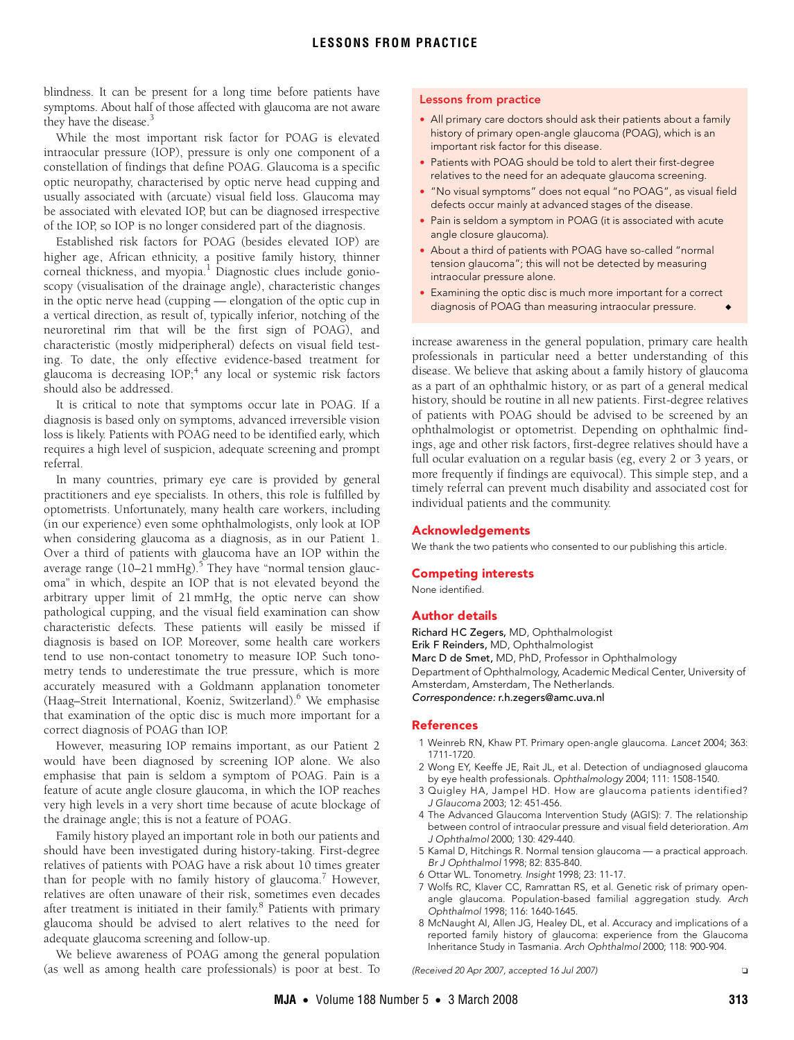blindness. It can be present for a long time before patients have symptoms. About half of those affected with glaucoma are not aware they have the disease.[3]

While the most important risk factor for POAG is elevated intraocular pressure (IOP), pressure is only one component of a constellation of findings that define POAG. Glaucoma is a specific optic neuropathy, characterised by optic nerve head cupping and usually associated with (arcuate) visual field loss. Glaucoma may be associated with elevated IOP, but can be diagnosed irrespective of the IOP, so IOP is no longer considered part of the diagnosis.

Established risk factors for POAG (besides elevated IOP) are higher age, African ethnicity, a positive family history, thinner corneal thickness, and myopia.[1] Diagnostic clues include gonioscopy (visualisation of the drainage angle), characteristic changes in the optic nerve head (cupping — elongation of the optic cup in a vertical direction, as result of, typically inferior, notching of the neuroretinal rim that will be the first sign of POAG), and characteristic (mostly midperipheral) defects on visual field testing. To date, the only effective evidence-based treatment for glaucoma is decreasing IOP;[4] any local or systemic risk factors should also be addressed.

It is critical to note that symptoms occur late in POAG. If a diagnosis is based only on symptoms, advanced irreversible vision loss is likely. Patients with POAG need to be identified early, which requires a high level of suspicion, adequate screening and prompt referral.

In many countries, primary eye care is provided by general practitioners and eye specialists. In others, this role is fulfilled by optometrists. Unfortunately, many health care workers, including (in our experience) even some ophthalmologists, only look at IOP when considering glaucoma as a diagnosis, as in our Patient 1. Over a third of patients with glaucoma have an IOP within the average range (10–21 mmHg).[5] They have "normal tension glaucoma" in which, despite an IOP that is not elevated beyond the arbitrary upper limit of 21 mmHg, the optic nerve can show pathological cupping, and the visual field examination can show characteristic defects. These patients will easily be missed if diagnosis is based on IOP. Moreover, some health care workers tend to use non-contact tonometry to measure IOP. Such tonometry tends to underestimate the true pressure, which is more accurately measured with a Goldmann applanation tonometer (Haag–Streit International, Koeniz, Switzerland).[6] We emphasise that examination of the optic disc is much more important for a correct diagnosis of POAG than IOP.

However, measuring IOP remains important, as our Patient 2 would have been diagnosed by screening IOP alone. We also emphasise that pain is seldom a symptom of POAG. Pain is a feature of acute angle closure glaucoma, in which the IOP reaches very high levels in a very short time because of acute blockage of the drainage angle; this is not a feature of POAG.

Family history played an important role in both our patients and should have been investigated during history-taking. First-degree relatives of patients with POAG have a risk about 10 times greater than for people with no family history of glaucoma.[7] However, relatives are often unaware of their risk, sometimes even decades after treatment is initiated in their family.[8] Patients with primary glaucoma should be advised to alert relatives to the need for adequate glaucoma screening and follow-up.

We believe awareness of POAG among the general population (as well as among health care professionals) is poor at best. To increase awareness in the general population, primary care health professionals in particular need a better understanding of this disease. We believe that asking about a family history of glaucoma as a part of an ophthalmic history, or as part of a general medical history, should be routine in all new patients. First-degree relatives of patients with POAG should be advised to be screened by an ophthalmologist or optometrist. Depending on ophthalmic findings, age and other risk factors, first-degree relatives should have a full ocular evaluation on a regular basis (eg, every 2 or 3 years, or more frequently if findings are equivocal). This simple step, and a timely referral can prevent much disability and associated cost for individual patients and the community.

## Lessons from practice

- All primary care doctors should ask their patients about a family history of primary open-angle glaucoma (POAG), which is an important risk factor for this disease.
- Patients with POAG should be told to alert their first-degree relatives to the need for an adequate glaucoma screening.
- "No visual symptoms" does not equal "no POAG", as visual field defects occur mainly at advanced stages of the disease.
- Pain is seldom a symptom in POAG (it is associated with acute angle closure glaucoma).
- About a third of patients with POAG have so-called "normal tension glaucoma"; this will not be detected by measuring intraocular pressure alone.
- Examining the optic disc is much more important for a correct diagnosis of POAG than measuring intraocular pressure. ◆

## Acknowledgements

We thank the two patients who consented to our publishing this article.

## Competing interests

None identified.

## Author details

**Richard HC Zegers,** MD, Ophthalmologist
**Erik F Reinders,** MD, Ophthalmologist
**Marc D de Smet,** MD, PhD, Professor in Ophthalmology
Department of Ophthalmology, Academic Medical Center, University of Amsterdam, Amsterdam, The Netherlands.
*Correspondence:* r.h.zegers@amc.uva.nl

## References

1. Weinreb RN, Khaw PT. Primary open-angle glaucoma. *Lancet* 2004; 363: 1711-1720.
2. Wong EY, Keeffe JE, Rait JL, et al. Detection of undiagnosed glaucoma by eye health professionals. *Ophthalmology* 2004; 111: 1508-1540.
3. Quigley HA, Jampel HD. How are glaucoma patients identified? *J Glaucoma* 2003; 12: 451-456.
4. The Advanced Glaucoma Intervention Study (AGIS): 7. The relationship between control of intraocular pressure and visual field deterioration. *Am J Ophthalmol* 2000; 130: 429-440.
5. Kamal D, Hitchings R. Normal tension glaucoma — a practical approach. *Br J Ophthalmol* 1998; 82: 835-840.
6. Ottar WL. Tonometry. *Insight* 1998; 23: 11-17.
7. Wolfs RC, Klaver CC, Ramrattan RS, et al. Genetic risk of primary open-angle glaucoma. Population-based familial aggregation study. *Arch Ophthalmol* 1998; 116: 1640-1645.
8. McNaught AI, Allen JG, Healey DL, et al. Accuracy and implications of a reported family history of glaucoma: experience from the Glaucoma Inheritance Study in Tasmania. *Arch Ophthalmol* 2000; 118: 900-904.

*(Received 20 Apr 2007, accepted 16 Jul 2007)* ❑